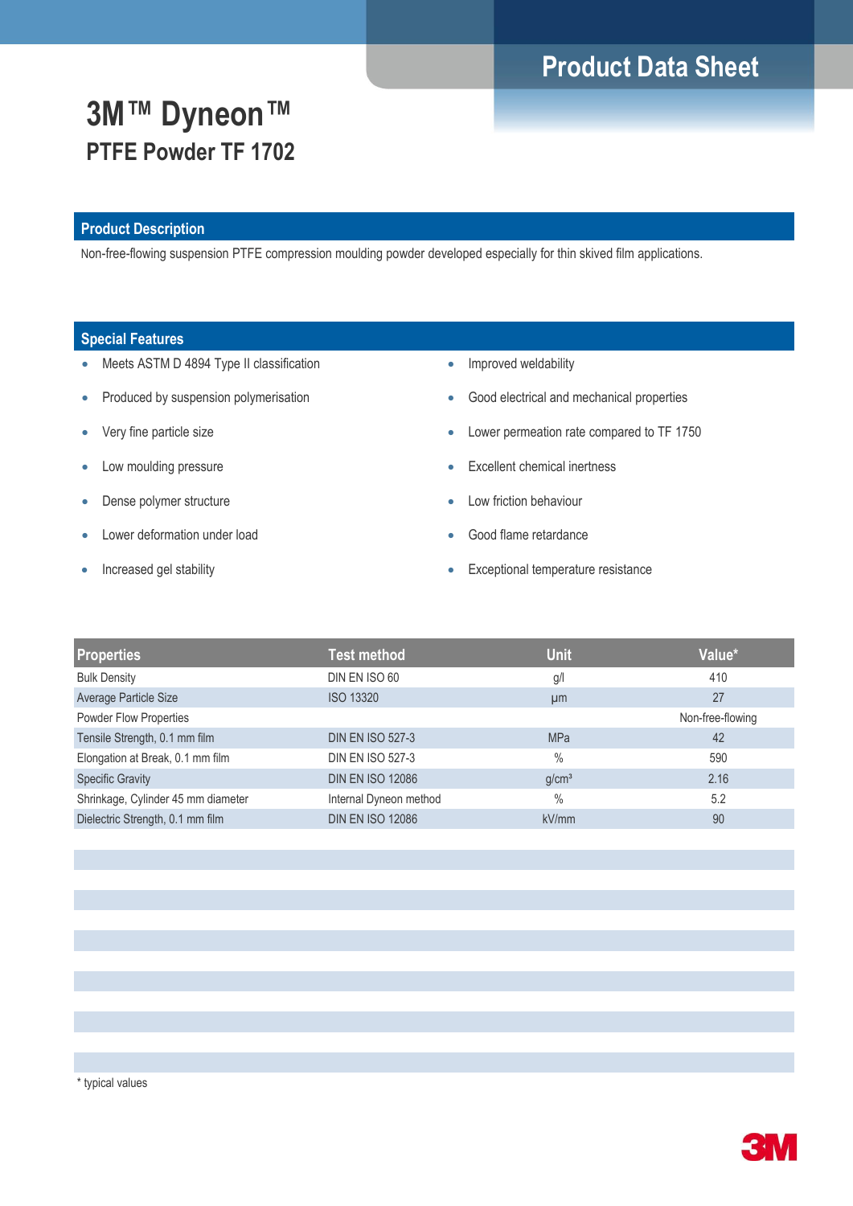Product Data Sheet

# 3M™ Dyneon™

## PTFE Powder TF 1702

### Product Description

Non-free-flowing suspension PTFE compression moulding powder developed especially for thin skived film applications.

### Special Features

- Meets ASTM D 4894 Type II classification
- Produced by suspension polymerisation
- Very fine particle size
- Low moulding pressure
- Dense polymer structure
- Lower deformation under load
- Increased gel stability
- Improved weldability
- Good electrical and mechanical properties
- Lower permeation rate compared to TF 1750
- Excellent chemical inertness
- Low friction behaviour
- Good flame retardance
- Exceptional temperature resistance

| Properties | Test method | Unit | Value* |
|---|---|---|---|
| Bulk Density | DIN EN ISO 60 | g/l | 410 |
| Average Particle Size | ISO 13320 | µm | 27 |
| Powder Flow Properties | | | Non-free-flowing |
| Tensile Strength, 0.1 mm film | DIN EN ISO 527-3 | MPa | 42 |
| Elongation at Break, 0.1 mm film | DIN EN ISO 527-3 | % | 590 |
| Specific Gravity | DIN EN ISO 12086 | g/cm³ | 2.16 |
| Shrinkage, Cylinder 45 mm diameter | Internal Dyneon method | % | 5.2 |
| Dielectric Strength, 0.1 mm film | DIN EN ISO 12086 | kV/mm | 90 |

* typical values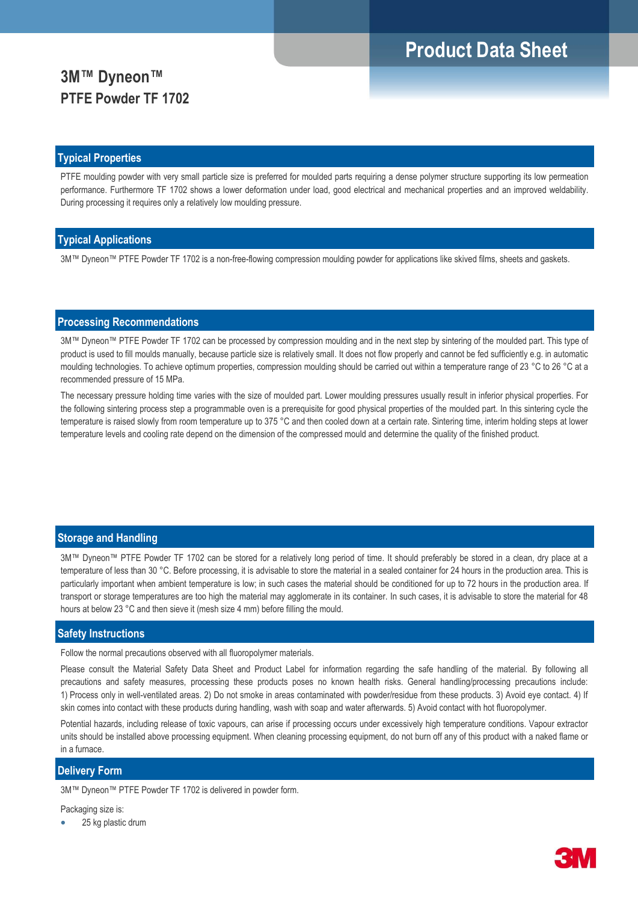# Product Data Sheet

## 3M™ Dyneon™
## PTFE Powder TF 1702

### Typical Properties

PTFE moulding powder with very small particle size is preferred for moulded parts requiring a dense polymer structure supporting its low permeation performance. Furthermore TF 1702 shows a lower deformation under load, good electrical and mechanical properties and an improved weldability. During processing it requires only a relatively low moulding pressure.

### Typical Applications

3M™ Dyneon™ PTFE Powder TF 1702 is a non-free-flowing compression moulding powder for applications like skived films, sheets and gaskets.

### Processing Recommendations

3M™ Dyneon™ PTFE Powder TF 1702 can be processed by compression moulding and in the next step by sintering of the moulded part. This type of product is used to fill moulds manually, because particle size is relatively small. It does not flow properly and cannot be fed sufficiently e.g. in automatic moulding technologies. To achieve optimum properties, compression moulding should be carried out within a temperature range of 23 °C to 26 °C at a recommended pressure of 15 MPa.

The necessary pressure holding time varies with the size of moulded part. Lower moulding pressures usually result in inferior physical properties. For the following sintering process step a programmable oven is a prerequisite for good physical properties of the moulded part. In this sintering cycle the temperature is raised slowly from room temperature up to 375 °C and then cooled down at a certain rate. Sintering time, interim holding steps at lower temperature levels and cooling rate depend on the dimension of the compressed mould and determine the quality of the finished product.

### Storage and Handling

3M™ Dyneon™ PTFE Powder TF 1702 can be stored for a relatively long period of time. It should preferably be stored in a clean, dry place at a temperature of less than 30 °C. Before processing, it is advisable to store the material in a sealed container for 24 hours in the production area. This is particularly important when ambient temperature is low; in such cases the material should be conditioned for up to 72 hours in the production area. If transport or storage temperatures are too high the material may agglomerate in its container. In such cases, it is advisable to store the material for 48 hours at below 23 °C and then sieve it (mesh size 4 mm) before filling the mould.

### Safety Instructions

Follow the normal precautions observed with all fluoropolymer materials.

Please consult the Material Safety Data Sheet and Product Label for information regarding the safe handling of the material. By following all precautions and safety measures, processing these products poses no known health risks. General handling/processing precautions include: 1) Process only in well-ventilated areas. 2) Do not smoke in areas contaminated with powder/residue from these products. 3) Avoid eye contact. 4) If skin comes into contact with these products during handling, wash with soap and water afterwards. 5) Avoid contact with hot fluoropolymer.

Potential hazards, including release of toxic vapours, can arise if processing occurs under excessively high temperature conditions. Vapour extractor units should be installed above processing equipment. When cleaning processing equipment, do not burn off any of this product with a naked flame or in a furnace.

### Delivery Form

3M™ Dyneon™ PTFE Powder TF 1702 is delivered in powder form.

Packaging size is:

- 25 kg plastic drum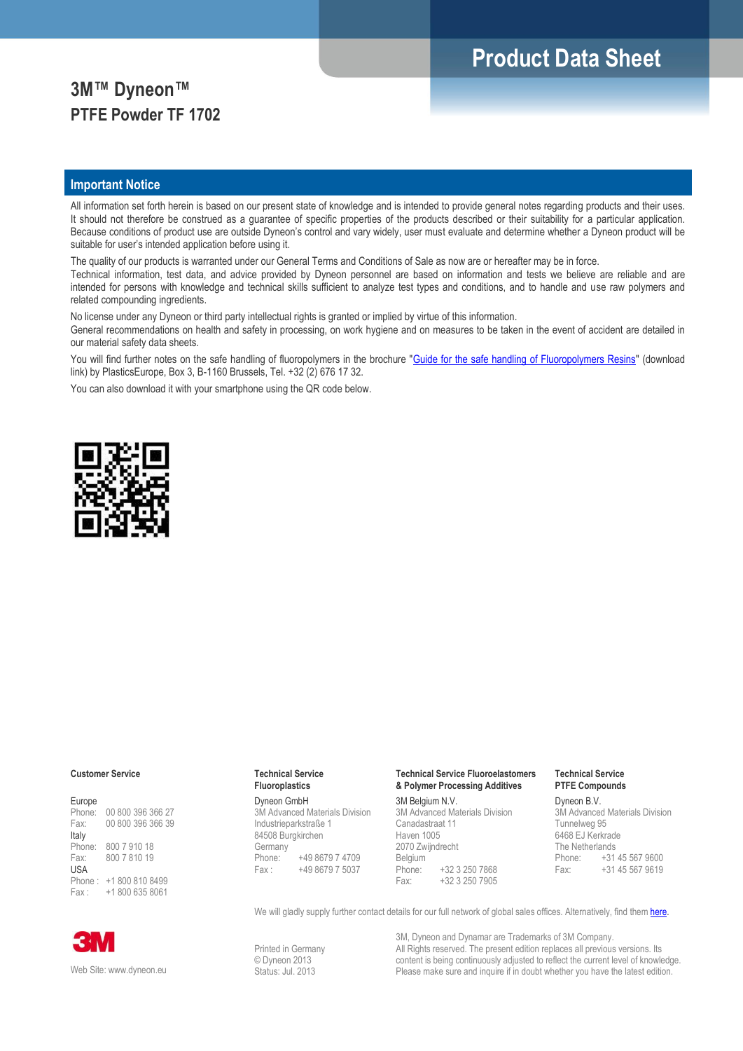# Product Data Sheet

## 3M™ Dyneon™
## PTFE Powder TF 1702

## Important Notice

All information set forth herein is based on our present state of knowledge and is intended to provide general notes regarding products and their uses. It should not therefore be construed as a guarantee of specific properties of the products described or their suitability for a particular application. Because conditions of product use are outside Dyneon's control and vary widely, user must evaluate and determine whether a Dyneon product will be suitable for user's intended application before using it.

The quality of our products is warranted under our General Terms and Conditions of Sale as now are or hereafter may be in force.

Technical information, test data, and advice provided by Dyneon personnel are based on information and tests we believe are reliable and are intended for persons with knowledge and technical skills sufficient to analyze test types and conditions, and to handle and use raw polymers and related compounding ingredients.

No license under any Dyneon or third party intellectual rights is granted or implied by virtue of this information.

General recommendations on health and safety in processing, on work hygiene and on measures to be taken in the event of accident are detailed in our material safety data sheets.

You will find further notes on the safe handling of fluoropolymers in the brochure "Guide for the safe handling of Fluoropolymers Resins" (download link) by PlasticsEurope, Box 3, B-1160 Brussels, Tel. +32 (2) 676 17 32.

You can also download it with your smartphone using the QR code below.

**Customer Service**

Europe
Phone: 00 800 396 366 27
Fax: 00 800 396 366 39

Italy
Phone: 800 7 910 18
Fax: 800 7 810 19

USA
Phone : +1 800 810 8499
Fax : +1 800 635 8061

**Technical Service Fluoroplastics**

Dyneon GmbH
3M Advanced Materials Division
Industrieparkstraße 1
84508 Burgkirchen
Germany
Phone: +49 8679 7 4709
Fax : +49 8679 7 5037

**Technical Service Fluoroelastomers & Polymer Processing Additives**

3M Belgium N.V.
3M Advanced Materials Division
Canadastraat 11
Haven 1005
2070 Zwijndrecht
Belgium
Phone: +32 3 250 7868
Fax: +32 3 250 7905

**Technical Service PTFE Compounds**

Dyneon B.V.
3M Advanced Materials Division
Tunnelweg 95
6468 EJ Kerkrade
The Netherlands
Phone: +31 45 567 9600
Fax: +31 45 567 9619

We will gladly supply further contact details for our full network of global sales offices. Alternatively, find them here.

3M

Web Site: www.dyneon.eu

Printed in Germany
© Dyneon 2013
Status: Jul. 2013

3M, Dyneon and Dynamar are Trademarks of 3M Company.
All Rights reserved. The present edition replaces all previous versions. Its content is being continuously adjusted to reflect the current level of knowledge. Please make sure and inquire if in doubt whether you have the latest edition.